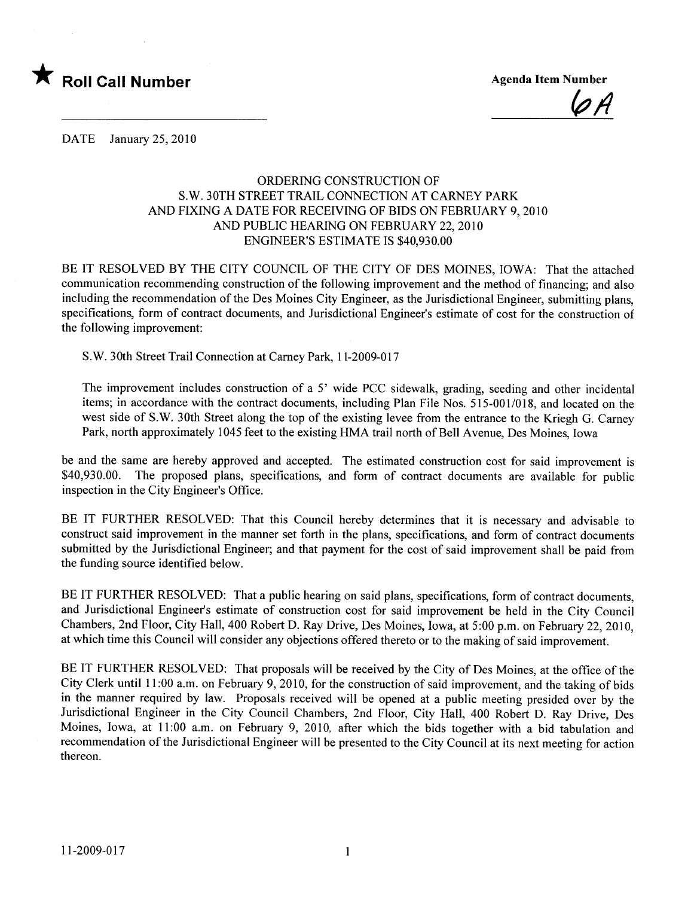★ **Roll Call Number**

**Agenda Item Number**

6A

DATE January 25, 2010

ORDERING CONSTRUCTION OF
S.W. 30TH STREET TRAIL CONNECTION AT CARNEY PARK
AND FIXING A DATE FOR RECEIVING OF BIDS ON FEBRUARY 9, 2010
AND PUBLIC HEARING ON FEBRUARY 22, 2010
ENGINEER'S ESTIMATE IS $40,930.00

BE IT RESOLVED BY THE CITY COUNCIL OF THE CITY OF DES MOINES, IOWA: That the attached communication recommending construction of the following improvement and the method of financing; and also including the recommendation of the Des Moines City Engineer, as the Jurisdictional Engineer, submitting plans, specifications, form of contract documents, and Jurisdictional Engineer's estimate of cost for the construction of the following improvement:

S.W. 30th Street Trail Connection at Carney Park, 11-2009-017

The improvement includes construction of a 5' wide PCC sidewalk, grading, seeding and other incidental items; in accordance with the contract documents, including Plan File Nos. 515-001/018, and located on the west side of S.W. 30th Street along the top of the existing levee from the entrance to the Kriegh G. Carney Park, north approximately 1045 feet to the existing HMA trail north of Bell Avenue, Des Moines, Iowa

be and the same are hereby approved and accepted. The estimated construction cost for said improvement is $40,930.00. The proposed plans, specifications, and form of contract documents are available for public inspection in the City Engineer's Office.

BE IT FURTHER RESOLVED: That this Council hereby determines that it is necessary and advisable to construct said improvement in the manner set forth in the plans, specifications, and form of contract documents submitted by the Jurisdictional Engineer; and that payment for the cost of said improvement shall be paid from the funding source identified below.

BE IT FURTHER RESOLVED: That a public hearing on said plans, specifications, form of contract documents, and Jurisdictional Engineer's estimate of construction cost for said improvement be held in the City Council Chambers, 2nd Floor, City Hall, 400 Robert D. Ray Drive, Des Moines, Iowa, at 5:00 p.m. on February 22, 2010, at which time this Council will consider any objections offered thereto or to the making of said improvement.

BE IT FURTHER RESOLVED: That proposals will be received by the City of Des Moines, at the office of the City Clerk until 11:00 a.m. on February 9, 2010, for the construction of said improvement, and the taking of bids in the manner required by law. Proposals received will be opened at a public meeting presided over by the Jurisdictional Engineer in the City Council Chambers, 2nd Floor, City Hall, 400 Robert D. Ray Drive, Des Moines, Iowa, at 11:00 a.m. on February 9, 2010, after which the bids together with a bid tabulation and recommendation of the Jurisdictional Engineer will be presented to the City Council at its next meeting for action thereon.

11-2009-017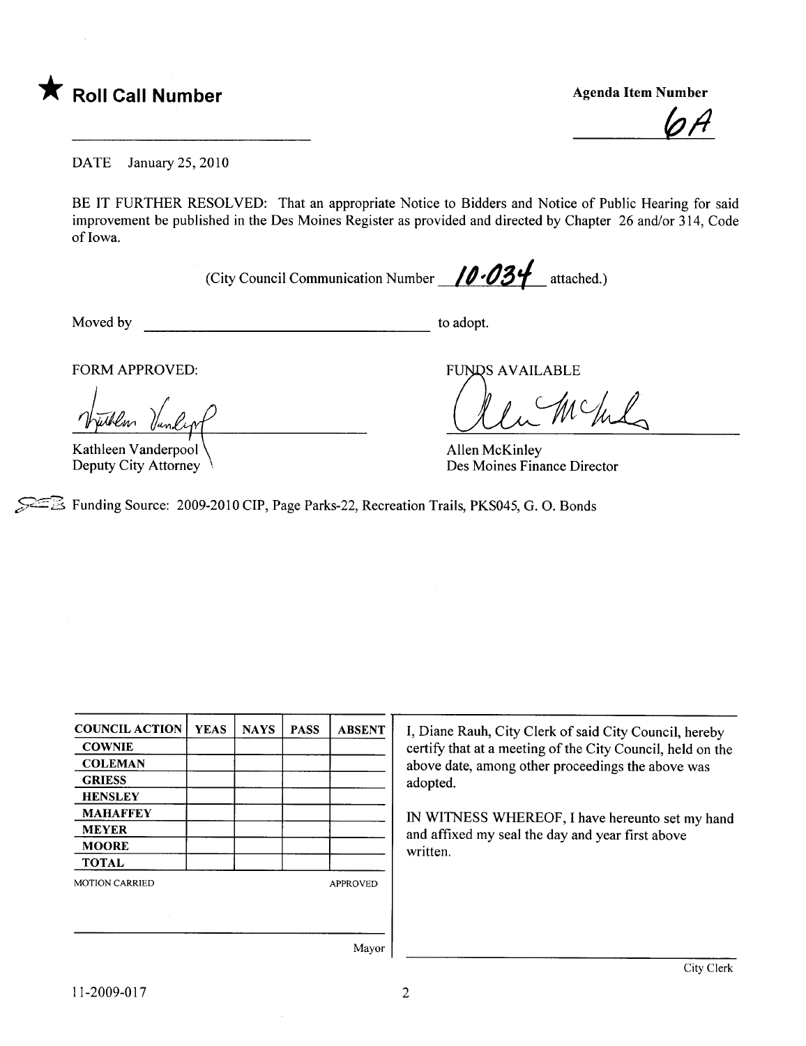★ **Roll Call Number**

**Agenda Item Number**

6A

DATE January 25, 2010

BE IT FURTHER RESOLVED: That an appropriate Notice to Bidders and Notice of Public Hearing for said improvement be published in the Des Moines Register as provided and directed by Chapter 26 and/or 314, Code of Iowa.

(City Council Communication Number 10-034 attached.)

Moved by ______________________ to adopt.

FORM APPROVED:

Kathleen Vanderpool
Deputy City Attorney

FUNDS AVAILABLE

Allen McKinley
Des Moines Finance Director

Funding Source: 2009-2010 CIP, Page Parks-22, Recreation Trails, PKS045, G. O. Bonds

| COUNCIL ACTION | YEAS | NAYS | PASS | ABSENT |
|---|---|---|---|---|
| COWNIE | | | | |
| COLEMAN | | | | |
| GRIESS | | | | |
| HENSLEY | | | | |
| MAHAFFEY | | | | |
| MEYER | | | | |
| MOORE | | | | |
| TOTAL | | | | |

MOTION CARRIED APPROVED

Mayor

I, Diane Rauh, City Clerk of said City Council, hereby certify that at a meeting of the City Council, held on the above date, among other proceedings the above was adopted.

IN WITNESS WHEREOF, I have hereunto set my hand and affixed my seal the day and year first above written.

City Clerk

11-2009-017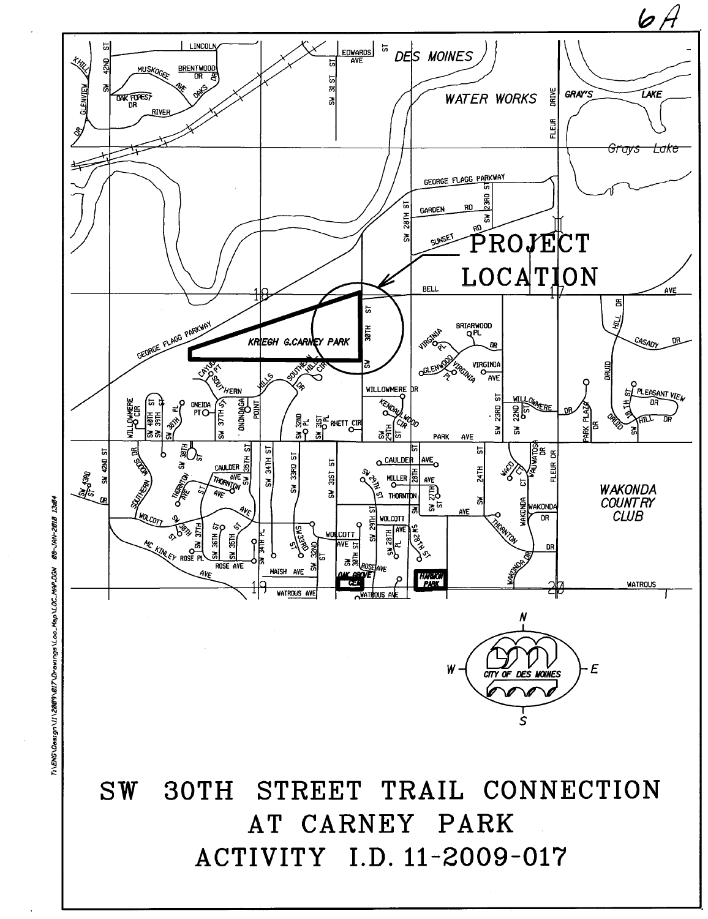6A

PROJECT LOCATION

# SW 30TH STREET TRAIL CONNECTION AT CARNEY PARK

# ACTIVITY I.D. 11-2009-017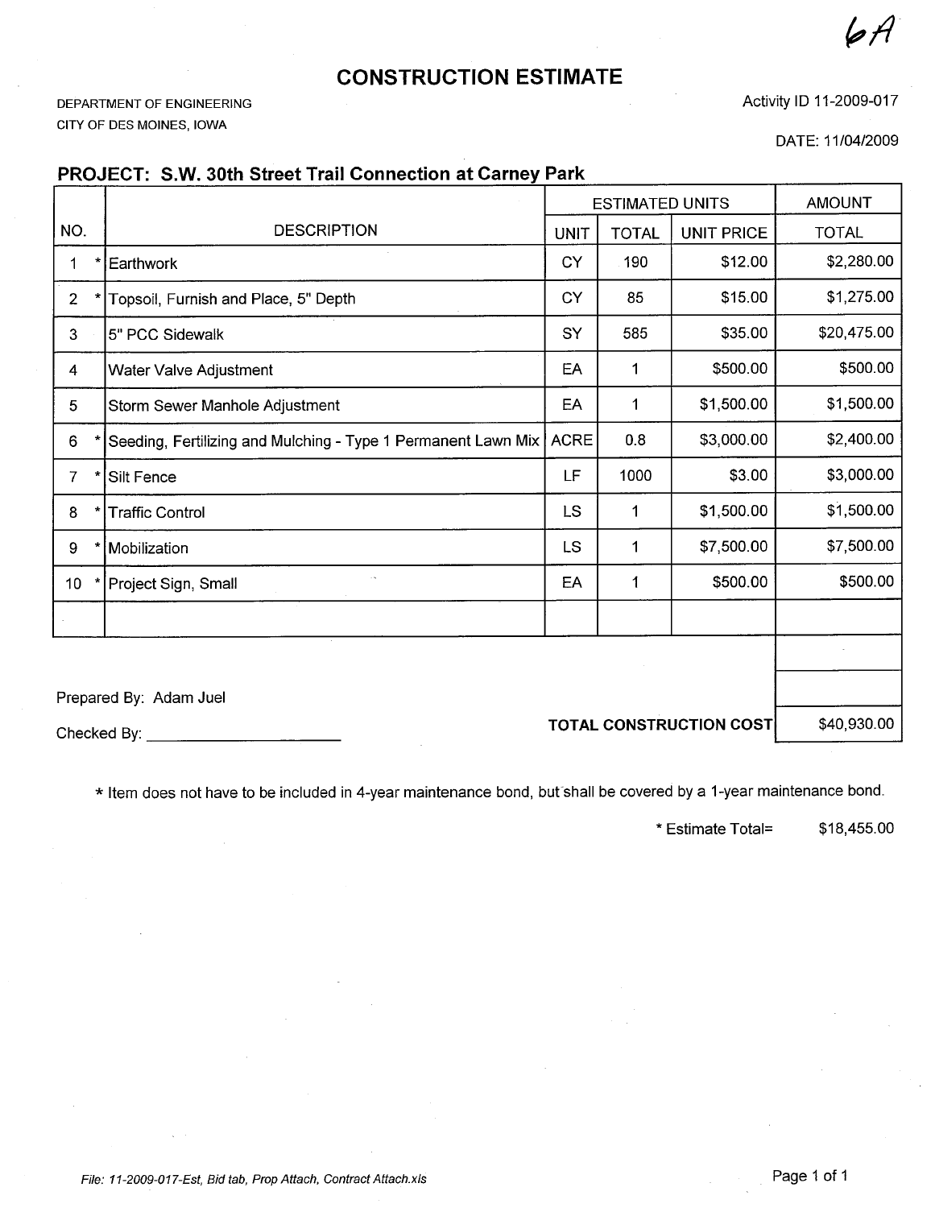6A

# CONSTRUCTION ESTIMATE

DEPARTMENT OF ENGINEERING
CITY OF DES MOINES, IOWA

Activity ID 11-2009-017

DATE: 11/04/2009

## PROJECT: S.W. 30th Street Trail Connection at Carney Park

| NO. | | DESCRIPTION | ESTIMATED UNITS | | | AMOUNT |
|---|---|---|---|---|---|---|
| | | | UNIT | TOTAL | UNIT PRICE | TOTAL |
| 1 | * | Earthwork | CY | 190 | $12.00 | $2,280.00 |
| 2 | * | Topsoil, Furnish and Place, 5" Depth | CY | 85 | $15.00 | $1,275.00 |
| 3 | | 5" PCC Sidewalk | SY | 585 | $35.00 | $20,475.00 |
| 4 | | Water Valve Adjustment | EA | 1 | $500.00 | $500.00 |
| 5 | | Storm Sewer Manhole Adjustment | EA | 1 | $1,500.00 | $1,500.00 |
| 6 | * | Seeding, Fertilizing and Mulching - Type 1 Permanent Lawn Mix | ACRE | 0.8 | $3,000.00 | $2,400.00 |
| 7 | * | Silt Fence | LF | 1000 | $3.00 | $3,000.00 |
| 8 | * | Traffic Control | LS | 1 | $1,500.00 | $1,500.00 |
| 9 | * | Mobilization | LS | 1 | $7,500.00 | $7,500.00 |
| 10 | * | Project Sign, Small | EA | 1 | $500.00 | $500.00 |
| | | | | | | |
| | | | | | **TOTAL CONSTRUCTION COST** | $40,930.00 |

Prepared By: Adam Juel

Checked By: ______________________

* Item does not have to be included in 4-year maintenance bond, but shall be covered by a 1-year maintenance bond.

* Estimate Total= $18,455.00

*File: 11-2009-017-Est, Bid tab, Prop Attach, Contract Attach.xls*